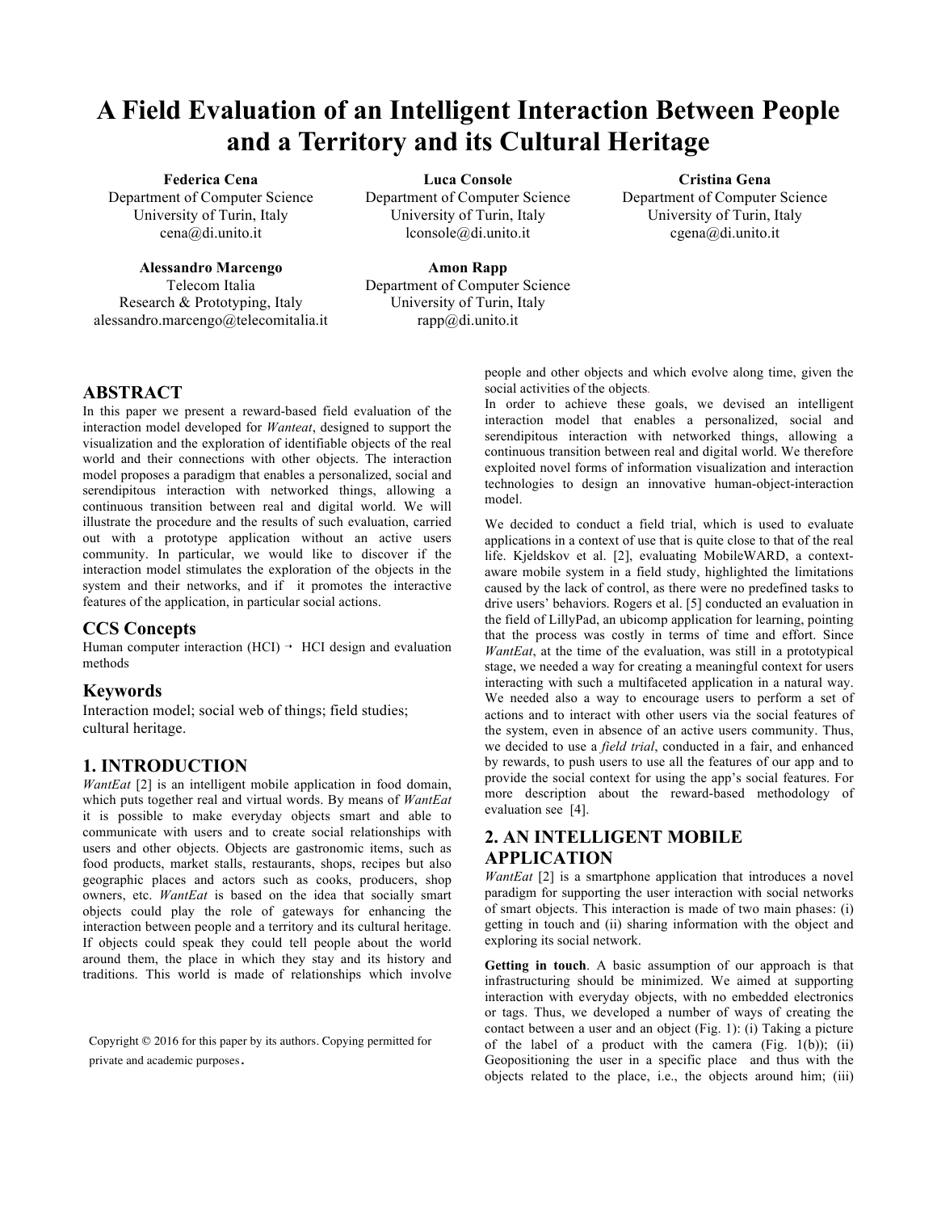# A Field Evaluation of an Intelligent Interaction Between People and a Territory and its Cultural Heritage

**Federica Cena**
Department of Computer Science
University of Turin, Italy
cena@di.unito.it

**Luca Console**
Department of Computer Science
University of Turin, Italy
lconsole@di.unito.it

**Cristina Gena**
Department of Computer Science
University of Turin, Italy
cgena@di.unito.it

**Alessandro Marcengo**
Telecom Italia
Research & Prototyping, Italy
alessandro.marcengo@telecomitalia.it

**Amon Rapp**
Department of Computer Science
University of Turin, Italy
rapp@di.unito.it

## ABSTRACT

In this paper we present a reward-based field evaluation of the interaction model developed for *Wanteat*, designed to support the visualization and the exploration of identifiable objects of the real world and their connections with other objects. The interaction model proposes a paradigm that enables a personalized, social and serendipitous interaction with networked things, allowing a continuous transition between real and digital world. We will illustrate the procedure and the results of such evaluation, carried out with a prototype application without an active users community. In particular, we would like to discover if the interaction model stimulates the exploration of the objects in the system and their networks, and if it promotes the interactive features of the application, in particular social actions.

### CCS Concepts

Human computer interaction (HCI) → HCI design and evaluation methods

### Keywords

Interaction model; social web of things; field studies; cultural heritage.

## 1. INTRODUCTION

*WantEat* [2] is an intelligent mobile application in food domain, which puts together real and virtual words. By means of *WantEat* it is possible to make everyday objects smart and able to communicate with users and to create social relationships with users and other objects. Objects are gastronomic items, such as food products, market stalls, restaurants, shops, recipes but also geographic places and actors such as cooks, producers, shop owners, etc. *WantEat* is based on the idea that socially smart objects could play the role of gateways for enhancing the interaction between people and a territory and its cultural heritage. If objects could speak they could tell people about the world around them, the place in which they stay and its history and traditions. This world is made of relationships which involve people and other objects and which evolve along time, given the social activities of the objects.

In order to achieve these goals, we devised an intelligent interaction model that enables a personalized, social and serendipitous interaction with networked things, allowing a continuous transition between real and digital world. We therefore exploited novel forms of information visualization and interaction technologies to design an innovative human-object-interaction model.

We decided to conduct a field trial, which is used to evaluate applications in a context of use that is quite close to that of the real life. Kjeldskov et al. [2], evaluating MobileWARD, a context-aware mobile system in a field study, highlighted the limitations caused by the lack of control, as there were no predefined tasks to drive users' behaviors. Rogers et al. [5] conducted an evaluation in the field of LillyPad, an ubicomp application for learning, pointing that the process was costly in terms of time and effort. Since *WantEat*, at the time of the evaluation, was still in a prototypical stage, we needed a way for creating a meaningful context for users interacting with such a multifaceted application in a natural way. We needed also a way to encourage users to perform a set of actions and to interact with other users via the social features of the system, even in absence of an active users community. Thus, we decided to use a *field trial*, conducted in a fair, and enhanced by rewards, to push users to use all the features of our app and to provide the social context for using the app's social features. For more description about the reward-based methodology of evaluation see [4].

## 2. AN INTELLIGENT MOBILE APPLICATION

*WantEat* [2] is a smartphone application that introduces a novel paradigm for supporting the user interaction with social networks of smart objects. This interaction is made of two main phases: (i) getting in touch and (ii) sharing information with the object and exploring its social network.

**Getting in touch**. A basic assumption of our approach is that infrastructuring should be minimized. We aimed at supporting interaction with everyday objects, with no embedded electronics or tags. Thus, we developed a number of ways of creating the contact between a user and an object (Fig. 1): (i) Taking a picture of the label of a product with the camera (Fig. 1(b)); (ii) Geopositioning the user in a specific place and thus with the objects related to the place, i.e., the objects around him; (iii)

Copyright © 2016 for this paper by its authors. Copying permitted for private and academic purposes.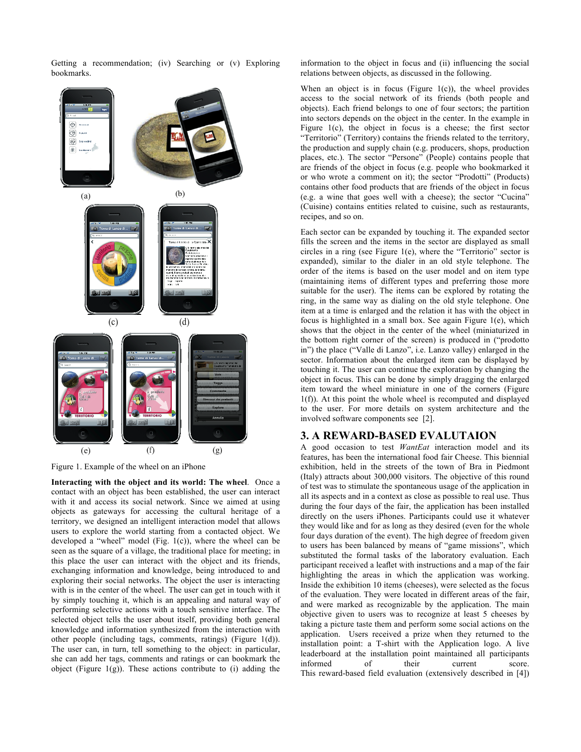Getting a recommendation; (iv) Searching or (v) Exploring bookmarks.

Figure 1. Example of the wheel on an iPhone

**Interacting with the object and its world: The wheel**. Once a contact with an object has been established, the user can interact with it and access its social network. Since we aimed at using objects as gateways for accessing the cultural heritage of a territory, we designed an intelligent interaction model that allows users to explore the world starting from a contacted object. We developed a "wheel" model (Fig. 1(c)), where the wheel can be seen as the square of a village, the traditional place for meeting; in this place the user can interact with the object and its friends, exchanging information and knowledge, being introduced to and exploring their social networks. The object the user is interacting with is in the center of the wheel. The user can get in touch with it by simply touching it, which is an appealing and natural way of performing selective actions with a touch sensitive interface. The selected object tells the user about itself, providing both general knowledge and information synthesized from the interaction with other people (including tags, comments, ratings) (Figure 1(d)). The user can, in turn, tell something to the object: in particular, she can add her tags, comments and ratings or can bookmark the object (Figure 1(g)). These actions contribute to (i) adding the information to the object in focus and (ii) influencing the social relations between objects, as discussed in the following.

When an object is in focus (Figure 1(c)), the wheel provides access to the social network of its friends (both people and objects). Each friend belongs to one of four sectors; the partition into sectors depends on the object in the center. In the example in Figure 1(c), the object in focus is a cheese; the first sector "Territorio" (Territory) contains the friends related to the territory, the production and supply chain (e.g. producers, shops, production places, etc.). The sector "Persone" (People) contains people that are friends of the object in focus (e.g. people who bookmarked it or who wrote a comment on it); the sector "Prodotti" (Products) contains other food products that are friends of the object in focus (e.g. a wine that goes well with a cheese); the sector "Cucina" (Cuisine) contains entities related to cuisine, such as restaurants, recipes, and so on.

Each sector can be expanded by touching it. The expanded sector fills the screen and the items in the sector are displayed as small circles in a ring (see Figure 1(e), where the "Territorio" sector is expanded), similar to the dialer in an old style telephone. The order of the items is based on the user model and on item type (maintaining items of different types and preferring those more suitable for the user). The items can be explored by rotating the ring, in the same way as dialing on the old style telephone. One item at a time is enlarged and the relation it has with the object in focus is highlighted in a small box. See again Figure 1(e), which shows that the object in the center of the wheel (miniaturized in the bottom right corner of the screen) is produced in ("prodotto in") the place ("Valle di Lanzo", i.e. Lanzo valley) enlarged in the sector. Information about the enlarged item can be displayed by touching it. The user can continue the exploration by changing the object in focus. This can be done by simply dragging the enlarged item toward the wheel miniature in one of the corners (Figure 1(f)). At this point the whole wheel is recomputed and displayed to the user. For more details on system architecture and the involved software components see [2].

## 3. A REWARD-BASED EVALUTAION

A good occasion to test *WantEat* interaction model and its features, has been the international food fair Cheese. This biennial exhibition, held in the streets of the town of Bra in Piedmont (Italy) attracts over 300,000 visitors. The objective of this round of test was to stimulate the spontaneous usage of the application in all its aspects and in a context as close as possible to real use. Thus during the four days of the fair, the application has been installed directly on the users iPhones. Participants could use it whatever they would like and for as long as they desired (even for the whole four days duration of the event). The high degree of freedom given to users has been balanced by means of "game missions", which substituted the formal tasks of the laboratory evaluation. Each participant received a leaflet with instructions and a map of the fair highlighting the areas in which the application was working. Inside the exhibition 10 items (cheeses), were selected as the focus of the evaluation. They were located in different areas of the fair, and were marked as recognizable by the application. The main objective given to users was to recognize at least 5 cheeses by taking a picture taste them and perform some social actions on the application. Users received a prize when they returned to the installation point: a T-shirt with the Application logo. A live leaderboard at the installation point maintained all participants informed of their current score. This reward-based field evaluation (extensively described in [4])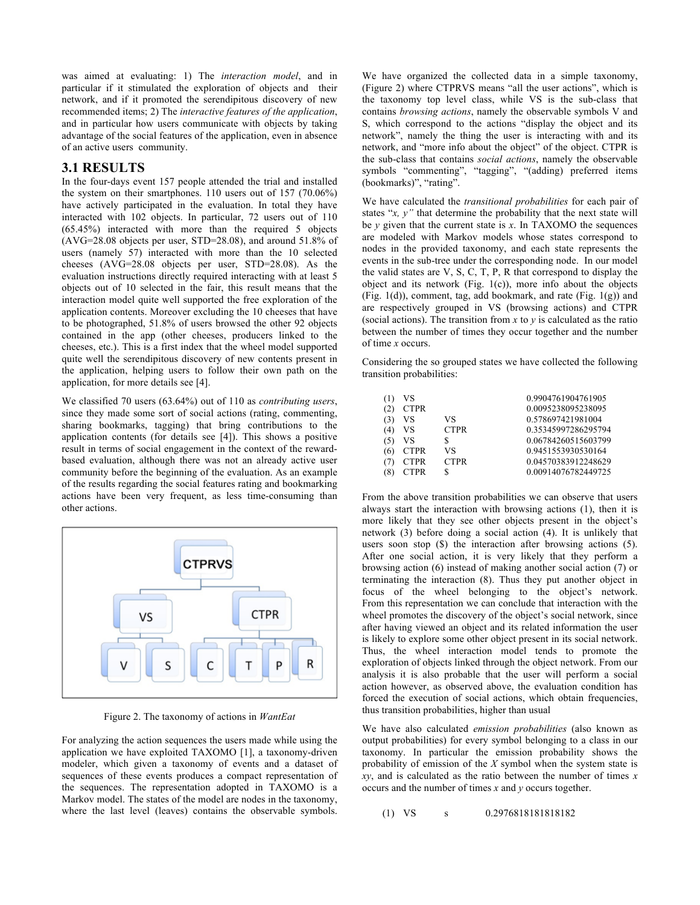was aimed at evaluating: 1) The *interaction model*, and in particular if it stimulated the exploration of objects and their network, and if it promoted the serendipitous discovery of new recommended items; 2) The *interactive features of the application*, and in particular how users communicate with objects by taking advantage of the social features of the application, even in absence of an active users community.

## 3.1 RESULTS

In the four-days event 157 people attended the trial and installed the system on their smartphones. 110 users out of 157 (70.06%) have actively participated in the evaluation. In total they have interacted with 102 objects. In particular, 72 users out of 110 (65.45%) interacted with more than the required 5 objects (AVG=28.08 objects per user, STD=28.08), and around 51.8% of users (namely 57) interacted with more than the 10 selected cheeses (AVG=28.08 objects per user, STD=28.08). As the evaluation instructions directly required interacting with at least 5 objects out of 10 selected in the fair, this result means that the interaction model quite well supported the free exploration of the application contents. Moreover excluding the 10 cheeses that have to be photographed, 51.8% of users browsed the other 92 objects contained in the app (other cheeses, producers linked to the cheeses, etc.). This is a first index that the wheel model supported quite well the serendipitous discovery of new contents present in the application, helping users to follow their own path on the application, for more details see [4].

We classified 70 users (63.64%) out of 110 as *contributing users*, since they made some sort of social actions (rating, commenting, sharing bookmarks, tagging) that bring contributions to the application contents (for details see [4]). This shows a positive result in terms of social engagement in the context of the reward-based evaluation, although there was not an already active user community before the beginning of the evaluation. As an example of the results regarding the social features rating and bookmarking actions have been very frequent, as less time-consuming than other actions.

Figure 2. The taxonomy of actions in *WantEat*

For analyzing the action sequences the users made while using the application we have exploited TAXOMO [1], a taxonomy-driven modeler, which given a taxonomy of events and a dataset of sequences of these events produces a compact representation of the sequences. The representation adopted in TAXOMO is a Markov model. The states of the model are nodes in the taxonomy, where the last level (leaves) contains the observable symbols.

We have organized the collected data in a simple taxonomy, (Figure 2) where CTPRVS means "all the user actions", which is the taxonomy top level class, while VS is the sub-class that contains *browsing actions*, namely the observable symbols V and S, which correspond to the actions "display the object and its network", namely the thing the user is interacting with and its network, and "more info about the object" of the object. CTPR is the sub-class that contains *social actions*, namely the observable symbols "commenting", "tagging", "(adding) preferred items (bookmarks)", "rating".

We have calculated the *transitional probabilities* for each pair of states "*x, y"* that determine the probability that the next state will be *y* given that the current state is *x*. In TAXOMO the sequences are modeled with Markov models whose states correspond to nodes in the provided taxonomy, and each state represents the events in the sub-tree under the corresponding node. In our model the valid states are V, S, C, T, P, R that correspond to display the object and its network (Fig. 1(c)), more info about the objects (Fig. 1(d)), comment, tag, add bookmark, and rate (Fig. 1(g)) and are respectively grouped in VS (browsing actions) and CTPR (social actions). The transition from *x* to *y* is calculated as the ratio between the number of times they occur together and the number of time *x* occurs.

Considering the so grouped states we have collected the following transition probabilities:

| | | | |
|---|---|---|---|
| (1) | VS | | 0.9904761904761905 |
| (2) | CTPR | | 0.0095238095238095 |
| (3) | VS | VS | 0.578697421981004 |
| (4) | VS | CTPR | 0.353459972862957­94 |
| (5) | VS | $ | 0.06784260515603799 |
| (6) | CTPR | VS | 0.9451553930530164 |
| (7) | CTPR | CTPR | 0.04570383912248629 |
| (8) | CTPR | $ | 0.00914076782449725 |

From the above transition probabilities we can observe that users always start the interaction with browsing actions (1), then it is more likely that they see other objects present in the object's network (3) before doing a social action (4). It is unlikely that users soon stop ($) the interaction after browsing actions (5). After one social action, it is very likely that they perform a browsing action (6) instead of making another social action (7) or terminating the interaction (8). Thus they put another object in focus of the wheel belonging to the object's network. From this representation we can conclude that interaction with the wheel promotes the discovery of the object's social network, since after having viewed an object and its related information the user is likely to explore some other object present in its social network. Thus, the wheel interaction model tends to promote the exploration of objects linked through the object network. From our analysis it is also probable that the user will perform a social action however, as observed above, the evaluation condition has forced the execution of social actions, which obtain frequencies, thus transition probabilities, higher than usual

We have also calculated *emission probabilities* (also known as output probabilities) for every symbol belonging to a class in our taxonomy. In particular the emission probability shows the probability of emission of the *X* symbol when the system state is *xy*, and is calculated as the ratio between the number of times *x* occurs and the number of times *x* and *y* occurs together.

| | | | |
|---|---|---|---|
| (1) | VS | s | 0.2976818181818182 |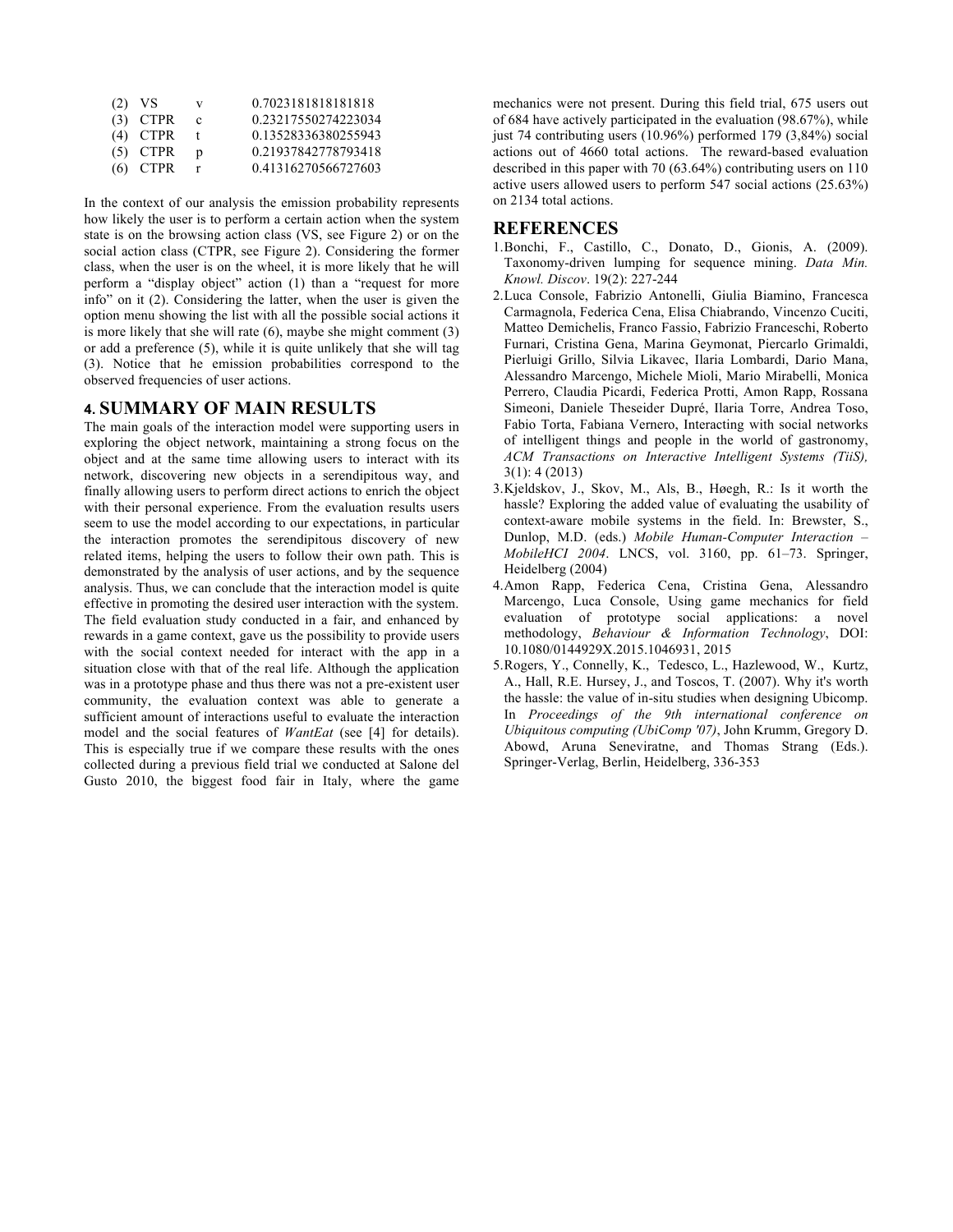| | | | |
|---|---|---|---|
| (2) | VS | v | 0.7023181818181818 |
| (3) | CTPR | c | 0.23217550274223034 |
| (4) | CTPR | t | 0.13528336380255943 |
| (5) | CTPR | p | 0.21937842778793418 |
| (6) | CTPR | r | 0.41316270566727603 |

In the context of our analysis the emission probability represents how likely the user is to perform a certain action when the system state is on the browsing action class (VS, see Figure 2) or on the social action class (CTPR, see Figure 2). Considering the former class, when the user is on the wheel, it is more likely that he will perform a "display object" action (1) than a "request for more info" on it (2). Considering the latter, when the user is given the option menu showing the list with all the possible social actions it is more likely that she will rate (6), maybe she might comment (3) or add a preference (5), while it is quite unlikely that she will tag (3). Notice that he emission probabilities correspond to the observed frequencies of user actions.

## 4. SUMMARY OF MAIN RESULTS

The main goals of the interaction model were supporting users in exploring the object network, maintaining a strong focus on the object and at the same time allowing users to interact with its network, discovering new objects in a serendipitous way, and finally allowing users to perform direct actions to enrich the object with their personal experience. From the evaluation results users seem to use the model according to our expectations, in particular the interaction promotes the serendipitous discovery of new related items, helping the users to follow their own path. This is demonstrated by the analysis of user actions, and by the sequence analysis. Thus, we can conclude that the interaction model is quite effective in promoting the desired user interaction with the system. The field evaluation study conducted in a fair, and enhanced by rewards in a game context, gave us the possibility to provide users with the social context needed for interact with the app in a situation close with that of the real life. Although the application was in a prototype phase and thus there was not a pre-existent user community, the evaluation context was able to generate a sufficient amount of interactions useful to evaluate the interaction model and the social features of *WantEat* (see [4] for details). This is especially true if we compare these results with the ones collected during a previous field trial we conducted at Salone del Gusto 2010, the biggest food fair in Italy, where the game mechanics were not present. During this field trial, 675 users out of 684 have actively participated in the evaluation (98.67%), while just 74 contributing users (10.96%) performed 179 (3,84%) social actions out of 4660 total actions. The reward-based evaluation described in this paper with 70 (63.64%) contributing users on 110 active users allowed users to perform 547 social actions (25.63%) on 2134 total actions.

## REFERENCES

1. Bonchi, F., Castillo, C., Donato, D., Gionis, A. (2009). Taxonomy-driven lumping for sequence mining. *Data Min. Knowl. Discov*. 19(2): 227-244
2. Luca Console, Fabrizio Antonelli, Giulia Biamino, Francesca Carmagnola, Federica Cena, Elisa Chiabrando, Vincenzo Cuciti, Matteo Demichelis, Franco Fassio, Fabrizio Franceschi, Roberto Furnari, Cristina Gena, Marina Geymonat, Piercarlo Grimaldi, Pierluigi Grillo, Silvia Likavec, Ilaria Lombardi, Dario Mana, Alessandro Marcengo, Michele Mioli, Mario Mirabelli, Monica Perrero, Claudia Picardi, Federica Protti, Amon Rapp, Rossana Simeoni, Daniele Theseider Dupré, Ilaria Torre, Andrea Toso, Fabio Torta, Fabiana Vernero, Interacting with social networks of intelligent things and people in the world of gastronomy, *ACM Transactions on Interactive Intelligent Systems (TiiS),* 3(1): 4 (2013)
3. Kjeldskov, J., Skov, M., Als, B., Høegh, R.: Is it worth the hassle? Exploring the added value of evaluating the usability of context-aware mobile systems in the field. In: Brewster, S., Dunlop, M.D. (eds.) *Mobile Human-Computer Interaction – MobileHCI 2004*. LNCS, vol. 3160, pp. 61–73. Springer, Heidelberg (2004)
4. Amon Rapp, Federica Cena, Cristina Gena, Alessandro Marcengo, Luca Console, Using game mechanics for field evaluation of prototype social applications: a novel methodology, *Behaviour & Information Technology*, DOI: 10.1080/0144929X.2015.1046931, 2015
5. Rogers, Y., Connelly, K., Tedesco, L., Hazlewood, W., Kurtz, A., Hall, R.E. Hursey, J., and Toscos, T. (2007). Why it's worth the hassle: the value of in-situ studies when designing Ubicomp. In *Proceedings of the 9th international conference on Ubiquitous computing (UbiComp '07)*, John Krumm, Gregory D. Abowd, Aruna Seneviratne, and Thomas Strang (Eds.). Springer-Verlag, Berlin, Heidelberg, 336-353